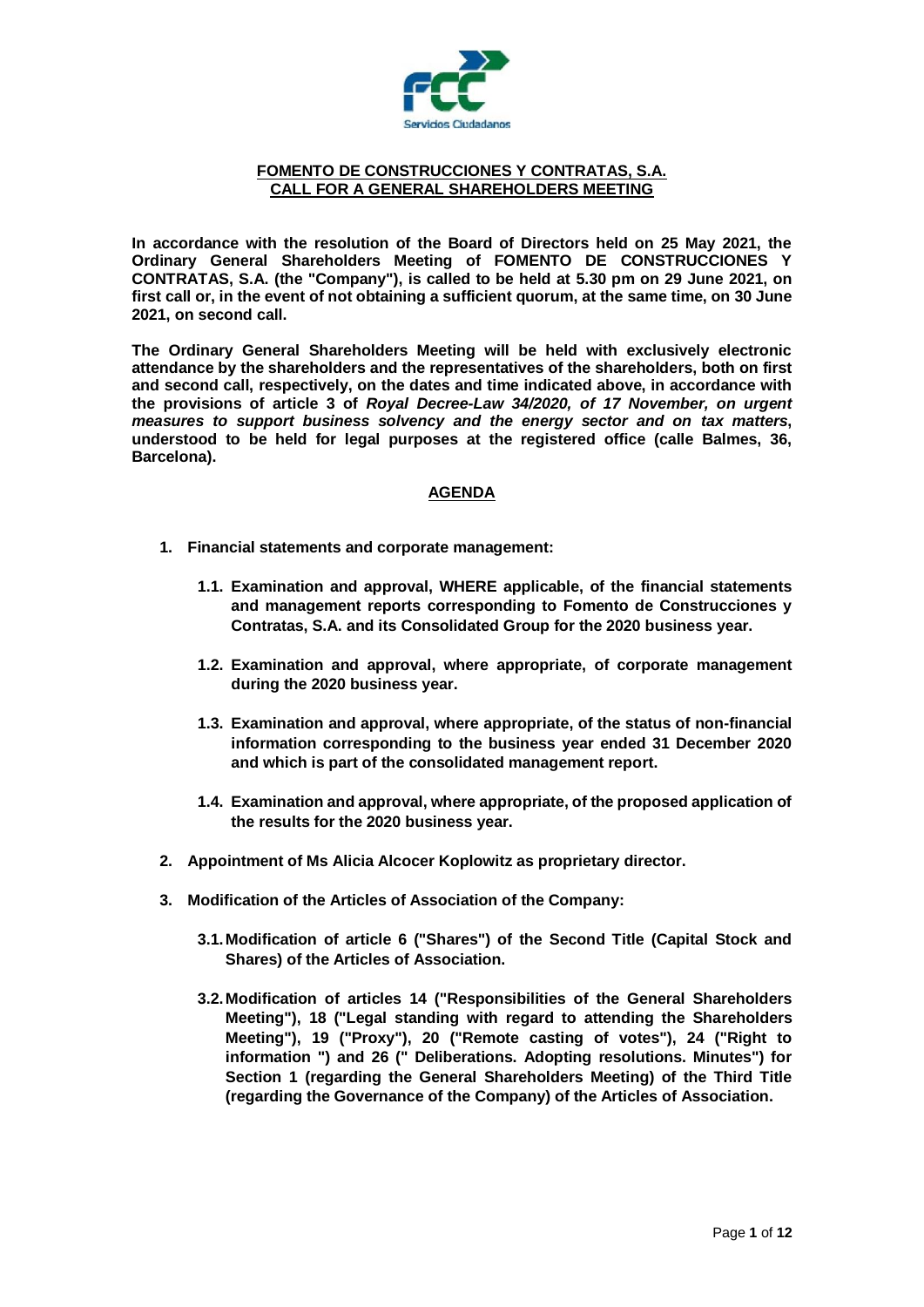## FOMENTO DE CONSTRUCCIONES Y CONTRATAS, S.A.
## CALL FOR A GENERAL SHAREHOLDERS MEETING

**In accordance with the resolution of the Board of Directors held on 25 May 2021, the Ordinary General Shareholders Meeting of FOMENTO DE CONSTRUCCIONES Y CONTRATAS, S.A. (the "Company"), is called to be held at 5.30 pm on 29 June 2021, on first call or, in the event of not obtaining a sufficient quorum, at the same time, on 30 June 2021, on second call.**

**The Ordinary General Shareholders Meeting will be held with exclusively electronic attendance by the shareholders and the representatives of the shareholders, both on first and second call, respectively, on the dates and time indicated above, in accordance with the provisions of article 3 of *Royal Decree-Law 34/2020, of 17 November, on urgent measures to support business solvency and the energy sector and on tax matters*, understood to be held for legal purposes at the registered office (calle Balmes, 36, Barcelona).**

### AGENDA

1. **Financial statements and corporate management:**

   1.1. **Examination and approval, WHERE applicable, of the financial statements and management reports corresponding to Fomento de Construcciones y Contratas, S.A. and its Consolidated Group for the 2020 business year.**

   1.2. **Examination and approval, where appropriate, of corporate management during the 2020 business year.**

   1.3. **Examination and approval, where appropriate, of the status of non-financial information corresponding to the business year ended 31 December 2020 and which is part of the consolidated management report.**

   1.4. **Examination and approval, where appropriate, of the proposed application of the results for the 2020 business year.**

2. **Appointment of Ms Alicia Alcocer Koplowitz as proprietary director.**

3. **Modification of the Articles of Association of the Company:**

   3.1. **Modification of article 6 ("Shares") of the Second Title (Capital Stock and Shares) of the Articles of Association.**

   3.2. **Modification of articles 14 ("Responsibilities of the General Shareholders Meeting"), 18 ("Legal standing with regard to attending the Shareholders Meeting"), 19 ("Proxy"), 20 ("Remote casting of votes"), 24 ("Right to information ") and 26 (" Deliberations. Adopting resolutions. Minutes") for Section 1 (regarding the General Shareholders Meeting) of the Third Title (regarding the Governance of the Company) of the Articles of Association.**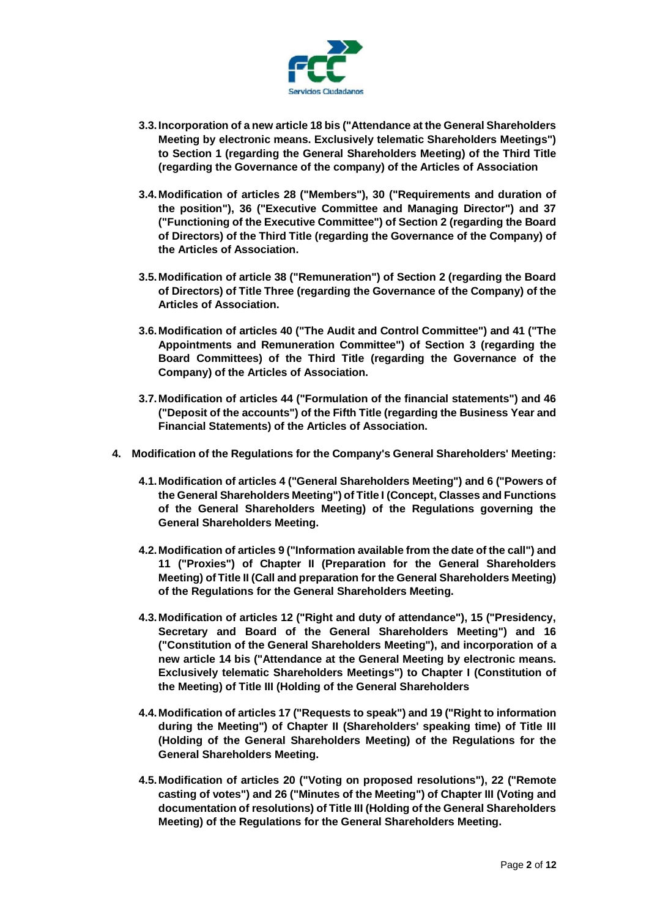**3.3. Incorporation of a new article 18 bis ("Attendance at the General Shareholders Meeting by electronic means. Exclusively telematic Shareholders Meetings") to Section 1 (regarding the General Shareholders Meeting) of the Third Title (regarding the Governance of the company) of the Articles of Association**

**3.4. Modification of articles 28 ("Members"), 30 ("Requirements and duration of the position"), 36 ("Executive Committee and Managing Director") and 37 ("Functioning of the Executive Committee") of Section 2 (regarding the Board of Directors) of the Third Title (regarding the Governance of the Company) of the Articles of Association.**

**3.5. Modification of article 38 ("Remuneration") of Section 2 (regarding the Board of Directors) of Title Three (regarding the Governance of the Company) of the Articles of Association.**

**3.6. Modification of articles 40 ("The Audit and Control Committee") and 41 ("The Appointments and Remuneration Committee") of Section 3 (regarding the Board Committees) of the Third Title (regarding the Governance of the Company) of the Articles of Association.**

**3.7. Modification of articles 44 ("Formulation of the financial statements") and 46 ("Deposit of the accounts") of the Fifth Title (regarding the Business Year and Financial Statements) of the Articles of Association.**

**4. Modification of the Regulations for the Company's General Shareholders' Meeting:**

**4.1. Modification of articles 4 ("General Shareholders Meeting") and 6 ("Powers of the General Shareholders Meeting") of Title I (Concept, Classes and Functions of the General Shareholders Meeting) of the Regulations governing the General Shareholders Meeting.**

**4.2. Modification of articles 9 ("Information available from the date of the call") and 11 ("Proxies") of Chapter II (Preparation for the General Shareholders Meeting) of Title II (Call and preparation for the General Shareholders Meeting) of the Regulations for the General Shareholders Meeting.**

**4.3. Modification of articles 12 ("Right and duty of attendance"), 15 ("Presidency, Secretary and Board of the General Shareholders Meeting") and 16 ("Constitution of the General Shareholders Meeting"), and incorporation of a new article 14 bis ("Attendance at the General Meeting by electronic means. Exclusively telematic Shareholders Meetings") to Chapter I (Constitution of the Meeting) of Title III (Holding of the General Shareholders**

**4.4. Modification of articles 17 ("Requests to speak") and 19 ("Right to information during the Meeting") of Chapter II (Shareholders' speaking time) of Title III (Holding of the General Shareholders Meeting) of the Regulations for the General Shareholders Meeting.**

**4.5. Modification of articles 20 ("Voting on proposed resolutions"), 22 ("Remote casting of votes") and 26 ("Minutes of the Meeting") of Chapter III (Voting and documentation of resolutions) of Title III (Holding of the General Shareholders Meeting) of the Regulations for the General Shareholders Meeting.**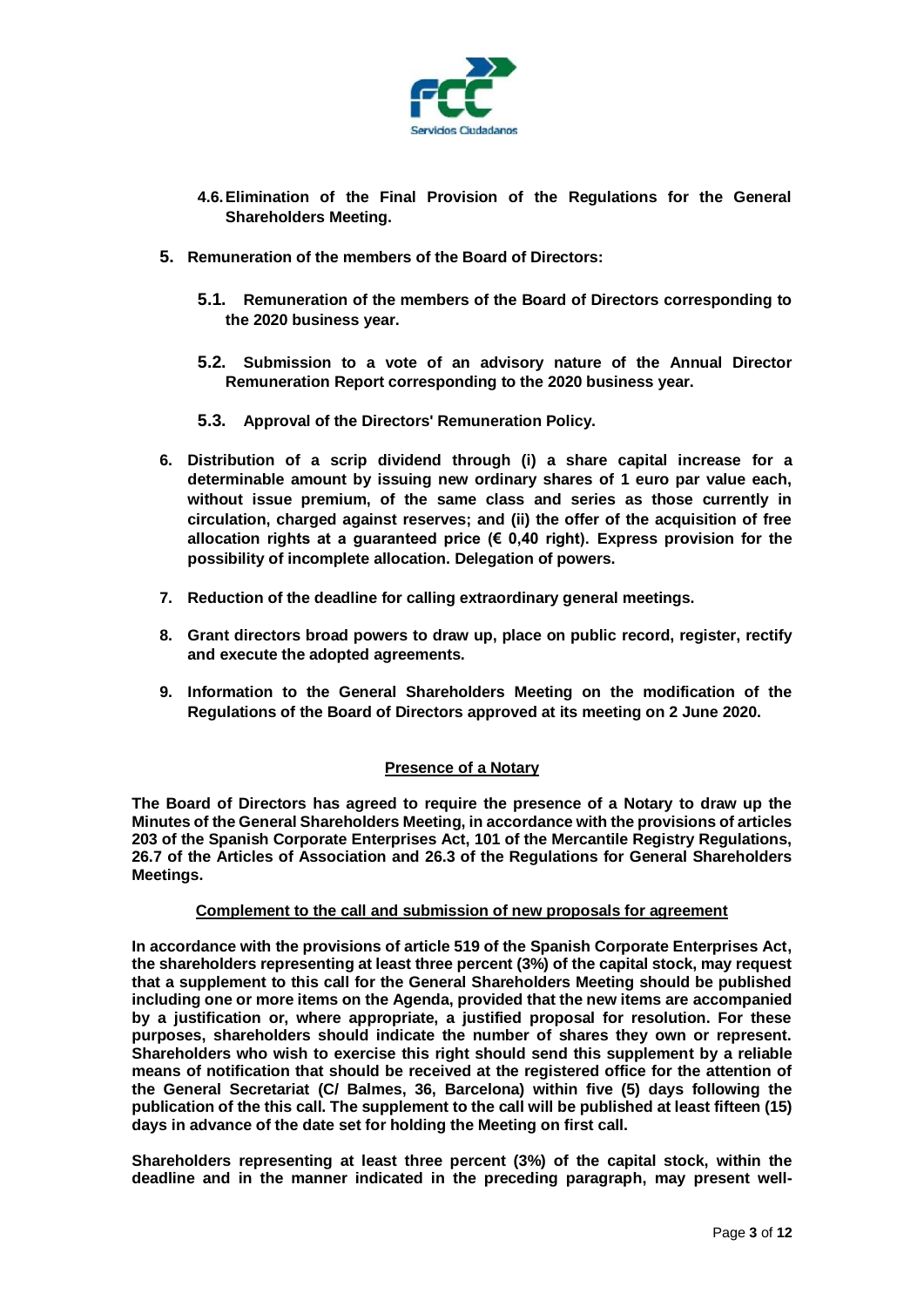**4.6. Elimination of the Final Provision of the Regulations for the General Shareholders Meeting.**

**5. Remuneration of the members of the Board of Directors:**

**5.1. Remuneration of the members of the Board of Directors corresponding to the 2020 business year.**

**5.2. Submission to a vote of an advisory nature of the Annual Director Remuneration Report corresponding to the 2020 business year.**

**5.3. Approval of the Directors' Remuneration Policy.**

**6. Distribution of a scrip dividend through (i) a share capital increase for a determinable amount by issuing new ordinary shares of 1 euro par value each, without issue premium, of the same class and series as those currently in circulation, charged against reserves; and (ii) the offer of the acquisition of free allocation rights at a guaranteed price (€ 0,40 right). Express provision for the possibility of incomplete allocation. Delegation of powers.**

**7. Reduction of the deadline for calling extraordinary general meetings.**

**8. Grant directors broad powers to draw up, place on public record, register, rectify and execute the adopted agreements.**

**9. Information to the General Shareholders Meeting on the modification of the Regulations of the Board of Directors approved at its meeting on 2 June 2020.**

**Presence of a Notary**

**The Board of Directors has agreed to require the presence of a Notary to draw up the Minutes of the General Shareholders Meeting, in accordance with the provisions of articles 203 of the Spanish Corporate Enterprises Act, 101 of the Mercantile Registry Regulations, 26.7 of the Articles of Association and 26.3 of the Regulations for General Shareholders Meetings.**

**Complement to the call and submission of new proposals for agreement**

**In accordance with the provisions of article 519 of the Spanish Corporate Enterprises Act, the shareholders representing at least three percent (3%) of the capital stock, may request that a supplement to this call for the General Shareholders Meeting should be published including one or more items on the Agenda, provided that the new items are accompanied by a justification or, where appropriate, a justified proposal for resolution. For these purposes, shareholders should indicate the number of shares they own or represent. Shareholders who wish to exercise this right should send this supplement by a reliable means of notification that should be received at the registered office for the attention of the General Secretariat (C/ Balmes, 36, Barcelona) within five (5) days following the publication of the this call. The supplement to the call will be published at least fifteen (15) days in advance of the date set for holding the Meeting on first call.**

**Shareholders representing at least three percent (3%) of the capital stock, within the deadline and in the manner indicated in the preceding paragraph, may present well-**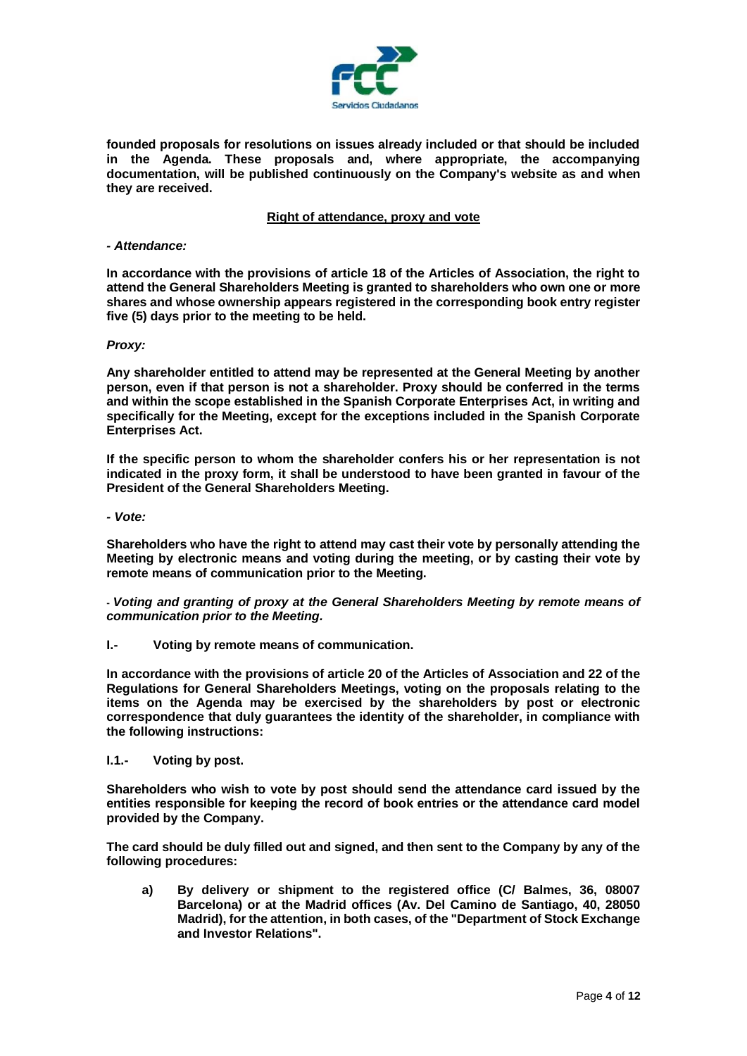**founded proposals for resolutions on issues already included or that should be included in the Agenda. These proposals and, where appropriate, the accompanying documentation, will be published continuously on the Company's website as and when they are received.**

**<u>Right of attendance, proxy and vote</u>**

**- *Attendance:***

**In accordance with the provisions of article 18 of the Articles of Association, the right to attend the General Shareholders Meeting is granted to shareholders who own one or more shares and whose ownership appears registered in the corresponding book entry register five (5) days prior to the meeting to be held.**

***Proxy:***

**Any shareholder entitled to attend may be represented at the General Meeting by another person, even if that person is not a shareholder. Proxy should be conferred in the terms and within the scope established in the Spanish Corporate Enterprises Act, in writing and specifically for the Meeting, except for the exceptions included in the Spanish Corporate Enterprises Act.**

**If the specific person to whom the shareholder confers his or her representation is not indicated in the proxy form, it shall be understood to have been granted in favour of the President of the General Shareholders Meeting.**

**- *Vote:***

**Shareholders who have the right to attend may cast their vote by personally attending the Meeting by electronic means and voting during the meeting, or by casting their vote by remote means of communication prior to the Meeting.**

**- *Voting and granting of proxy at the General Shareholders Meeting by remote means of communication prior to the Meeting.***

**I.- Voting by remote means of communication.**

**In accordance with the provisions of article 20 of the Articles of Association and 22 of the Regulations for General Shareholders Meetings, voting on the proposals relating to the items on the Agenda may be exercised by the shareholders by post or electronic correspondence that duly guarantees the identity of the shareholder, in compliance with the following instructions:**

**I.1.- Voting by post.**

**Shareholders who wish to vote by post should send the attendance card issued by the entities responsible for keeping the record of book entries or the attendance card model provided by the Company.**

**The card should be duly filled out and signed, and then sent to the Company by any of the following procedures:**

**a) By delivery or shipment to the registered office (C/ Balmes, 36, 08007 Barcelona) or at the Madrid offices (Av. Del Camino de Santiago, 40, 28050 Madrid), for the attention, in both cases, of the "Department of Stock Exchange and Investor Relations".**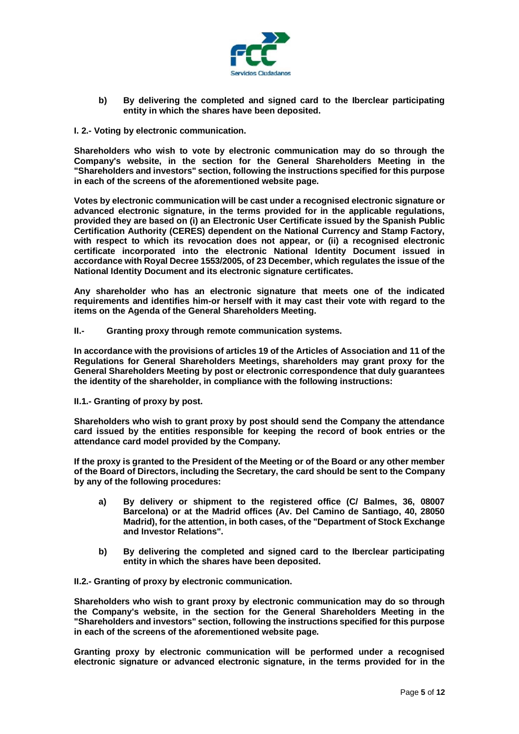**b) By delivering the completed and signed card to the Iberclear participating entity in which the shares have been deposited.**

**I. 2.- Voting by electronic communication.**

**Shareholders who wish to vote by electronic communication may do so through the Company's website, in the section for the General Shareholders Meeting in the "Shareholders and investors" section, following the instructions specified for this purpose in each of the screens of the aforementioned website page.**

**Votes by electronic communication will be cast under a recognised electronic signature or advanced electronic signature, in the terms provided for in the applicable regulations, provided they are based on (i) an Electronic User Certificate issued by the Spanish Public Certification Authority (CERES) dependent on the National Currency and Stamp Factory, with respect to which its revocation does not appear, or (ii) a recognised electronic certificate incorporated into the electronic National Identity Document issued in accordance with Royal Decree 1553/2005, of 23 December, which regulates the issue of the National Identity Document and its electronic signature certificates.**

**Any shareholder who has an electronic signature that meets one of the indicated requirements and identifies him-or herself with it may cast their vote with regard to the items on the Agenda of the General Shareholders Meeting.**

**II.- Granting proxy through remote communication systems.**

**In accordance with the provisions of articles 19 of the Articles of Association and 11 of the Regulations for General Shareholders Meetings, shareholders may grant proxy for the General Shareholders Meeting by post or electronic correspondence that duly guarantees the identity of the shareholder, in compliance with the following instructions:**

**II.1.- Granting of proxy by post.**

**Shareholders who wish to grant proxy by post should send the Company the attendance card issued by the entities responsible for keeping the record of book entries or the attendance card model provided by the Company.**

**If the proxy is granted to the President of the Meeting or of the Board or any other member of the Board of Directors, including the Secretary, the card should be sent to the Company by any of the following procedures:**

**a) By delivery or shipment to the registered office (C/ Balmes, 36, 08007 Barcelona) or at the Madrid offices (Av. Del Camino de Santiago, 40, 28050 Madrid), for the attention, in both cases, of the "Department of Stock Exchange and Investor Relations".**

**b) By delivering the completed and signed card to the Iberclear participating entity in which the shares have been deposited.**

**II.2.- Granting of proxy by electronic communication.**

**Shareholders who wish to grant proxy by electronic communication may do so through the Company's website, in the section for the General Shareholders Meeting in the "Shareholders and investors" section, following the instructions specified for this purpose in each of the screens of the aforementioned website page.**

**Granting proxy by electronic communication will be performed under a recognised electronic signature or advanced electronic signature, in the terms provided for in the**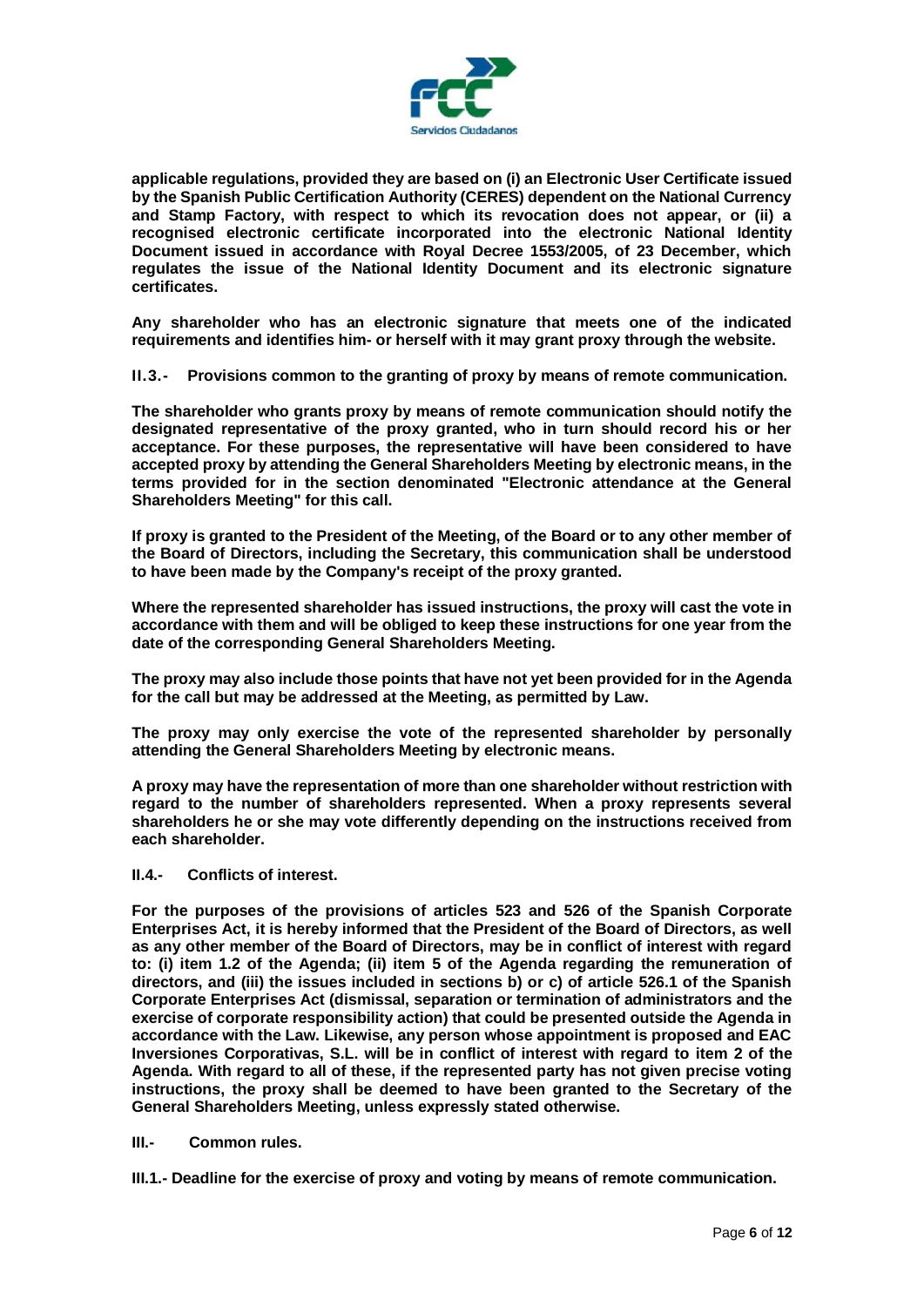**applicable regulations, provided they are based on (i) an Electronic User Certificate issued by the Spanish Public Certification Authority (CERES) dependent on the National Currency and Stamp Factory, with respect to which its revocation does not appear, or (ii) a recognised electronic certificate incorporated into the electronic National Identity Document issued in accordance with Royal Decree 1553/2005, of 23 December, which regulates the issue of the National Identity Document and its electronic signature certificates.**

**Any shareholder who has an electronic signature that meets one of the indicated requirements and identifies him- or herself with it may grant proxy through the website.**

**II.3.- Provisions common to the granting of proxy by means of remote communication.**

**The shareholder who grants proxy by means of remote communication should notify the designated representative of the proxy granted, who in turn should record his or her acceptance. For these purposes, the representative will have been considered to have accepted proxy by attending the General Shareholders Meeting by electronic means, in the terms provided for in the section denominated "Electronic attendance at the General Shareholders Meeting" for this call.**

**If proxy is granted to the President of the Meeting, of the Board or to any other member of the Board of Directors, including the Secretary, this communication shall be understood to have been made by the Company's receipt of the proxy granted.**

**Where the represented shareholder has issued instructions, the proxy will cast the vote in accordance with them and will be obliged to keep these instructions for one year from the date of the corresponding General Shareholders Meeting.**

**The proxy may also include those points that have not yet been provided for in the Agenda for the call but may be addressed at the Meeting, as permitted by Law.**

**The proxy may only exercise the vote of the represented shareholder by personally attending the General Shareholders Meeting by electronic means.**

**A proxy may have the representation of more than one shareholder without restriction with regard to the number of shareholders represented. When a proxy represents several shareholders he or she may vote differently depending on the instructions received from each shareholder.**

**II.4.- Conflicts of interest.**

**For the purposes of the provisions of articles 523 and 526 of the Spanish Corporate Enterprises Act, it is hereby informed that the President of the Board of Directors, as well as any other member of the Board of Directors, may be in conflict of interest with regard to: (i) item 1.2 of the Agenda; (ii) item 5 of the Agenda regarding the remuneration of directors, and (iii) the issues included in sections b) or c) of article 526.1 of the Spanish Corporate Enterprises Act (dismissal, separation or termination of administrators and the exercise of corporate responsibility action) that could be presented outside the Agenda in accordance with the Law. Likewise, any person whose appointment is proposed and EAC Inversiones Corporativas, S.L. will be in conflict of interest with regard to item 2 of the Agenda. With regard to all of these, if the represented party has not given precise voting instructions, the proxy shall be deemed to have been granted to the Secretary of the General Shareholders Meeting, unless expressly stated otherwise.**

**III.- Common rules.**

**III.1.- Deadline for the exercise of proxy and voting by means of remote communication.**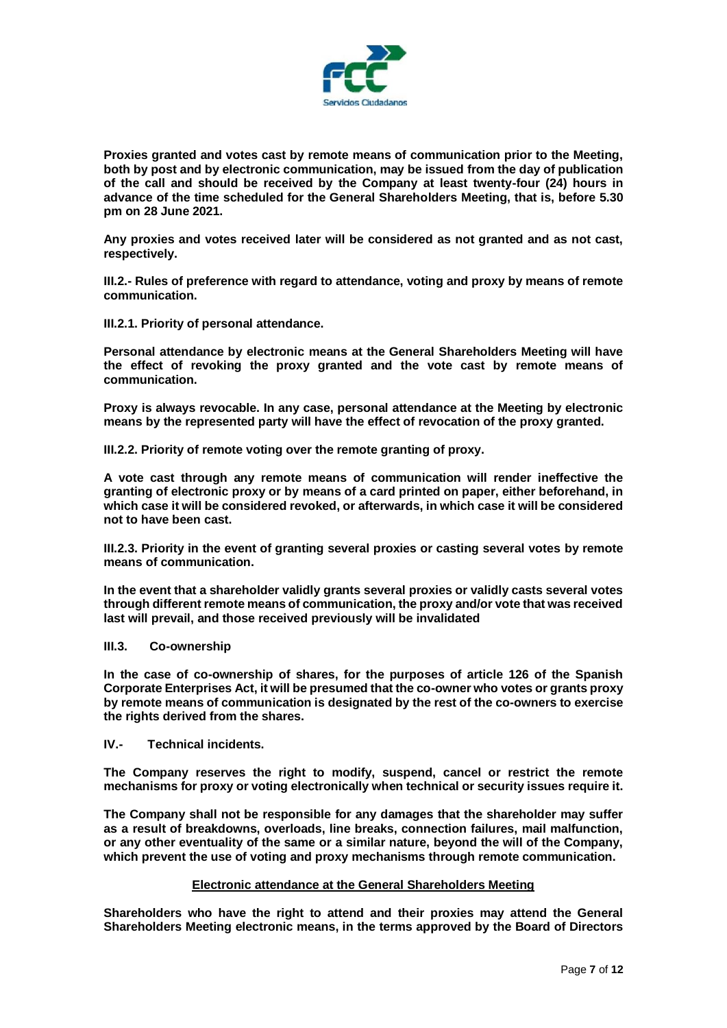**Proxies granted and votes cast by remote means of communication prior to the Meeting, both by post and by electronic communication, may be issued from the day of publication of the call and should be received by the Company at least twenty-four (24) hours in advance of the time scheduled for the General Shareholders Meeting, that is, before 5.30 pm on 28 June 2021.**

**Any proxies and votes received later will be considered as not granted and as not cast, respectively.**

**III.2.- Rules of preference with regard to attendance, voting and proxy by means of remote communication.**

**III.2.1. Priority of personal attendance.**

**Personal attendance by electronic means at the General Shareholders Meeting will have the effect of revoking the proxy granted and the vote cast by remote means of communication.**

**Proxy is always revocable. In any case, personal attendance at the Meeting by electronic means by the represented party will have the effect of revocation of the proxy granted.**

**III.2.2. Priority of remote voting over the remote granting of proxy.**

**A vote cast through any remote means of communication will render ineffective the granting of electronic proxy or by means of a card printed on paper, either beforehand, in which case it will be considered revoked, or afterwards, in which case it will be considered not to have been cast.**

**III.2.3. Priority in the event of granting several proxies or casting several votes by remote means of communication.**

**In the event that a shareholder validly grants several proxies or validly casts several votes through different remote means of communication, the proxy and/or vote that was received last will prevail, and those received previously will be invalidated**

**III.3. Co-ownership**

**In the case of co-ownership of shares, for the purposes of article 126 of the Spanish Corporate Enterprises Act, it will be presumed that the co-owner who votes or grants proxy by remote means of communication is designated by the rest of the co-owners to exercise the rights derived from the shares.**

**IV.- Technical incidents.**

**The Company reserves the right to modify, suspend, cancel or restrict the remote mechanisms for proxy or voting electronically when technical or security issues require it.**

**The Company shall not be responsible for any damages that the shareholder may suffer as a result of breakdowns, overloads, line breaks, connection failures, mail malfunction, or any other eventuality of the same or a similar nature, beyond the will of the Company, which prevent the use of voting and proxy mechanisms through remote communication.**

**Electronic attendance at the General Shareholders Meeting**

**Shareholders who have the right to attend and their proxies may attend the General Shareholders Meeting electronic means, in the terms approved by the Board of Directors**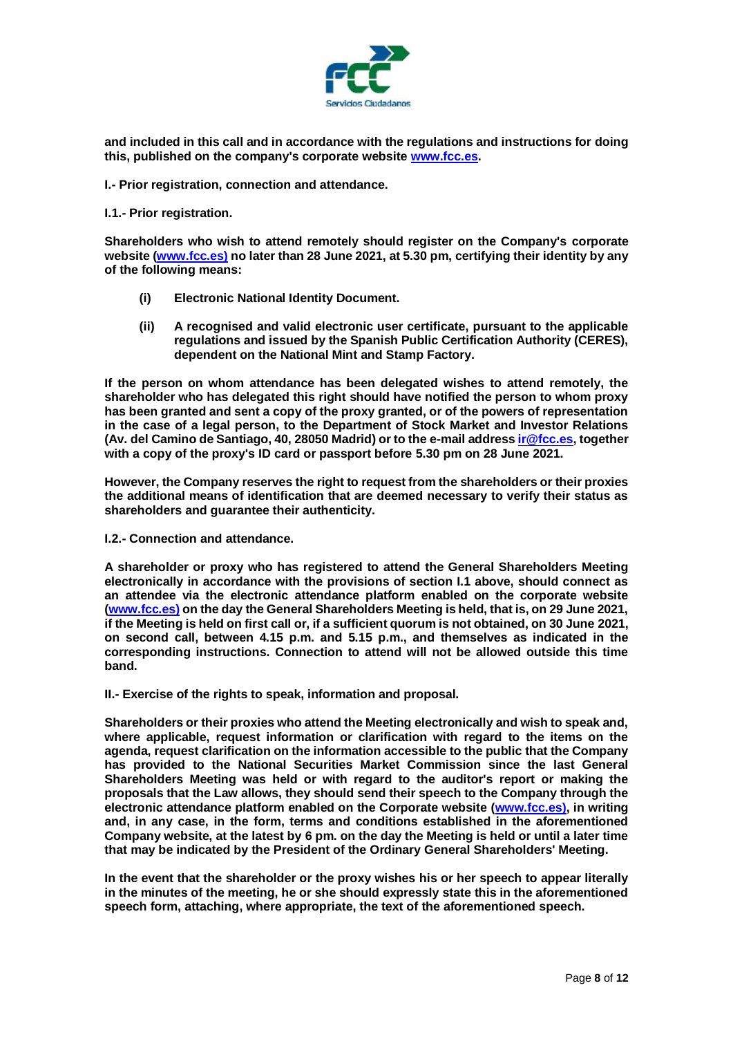**and included in this call and in accordance with the regulations and instructions for doing this, published on the company's corporate website [www.fcc.es](http://www.fcc.es).**

**I.- Prior registration, connection and attendance.**

**I.1.- Prior registration.**

**Shareholders who wish to attend remotely should register on the Company's corporate website ([www.fcc.es](http://www.fcc.es)) no later than 28 June 2021, at 5.30 pm, certifying their identity by any of the following means:**

- **(i) Electronic National Identity Document.**
- **(ii) A recognised and valid electronic user certificate, pursuant to the applicable regulations and issued by the Spanish Public Certification Authority (CERES), dependent on the National Mint and Stamp Factory.**

**If the person on whom attendance has been delegated wishes to attend remotely, the shareholder who has delegated this right should have notified the person to whom proxy has been granted and sent a copy of the proxy granted, or of the powers of representation in the case of a legal person, to the Department of Stock Market and Investor Relations (Av. del Camino de Santiago, 40, 28050 Madrid) or to the e-mail address [ir@fcc.es](mailto:ir@fcc.es), together with a copy of the proxy's ID card or passport before 5.30 pm on 28 June 2021.**

**However, the Company reserves the right to request from the shareholders or their proxies the additional means of identification that are deemed necessary to verify their status as shareholders and guarantee their authenticity.**

**I.2.- Connection and attendance.**

**A shareholder or proxy who has registered to attend the General Shareholders Meeting electronically in accordance with the provisions of section I.1 above, should connect as an attendee via the electronic attendance platform enabled on the corporate website ([www.fcc.es](http://www.fcc.es)) on the day the General Shareholders Meeting is held, that is, on 29 June 2021, if the Meeting is held on first call or, if a sufficient quorum is not obtained, on 30 June 2021, on second call, between 4.15 p.m. and 5.15 p.m., and themselves as indicated in the corresponding instructions. Connection to attend will not be allowed outside this time band.**

**II.- Exercise of the rights to speak, information and proposal.**

**Shareholders or their proxies who attend the Meeting electronically and wish to speak and, where applicable, request information or clarification with regard to the items on the agenda, request clarification on the information accessible to the public that the Company has provided to the National Securities Market Commission since the last General Shareholders Meeting was held or with regard to the auditor's report or making the proposals that the Law allows, they should send their speech to the Company through the electronic attendance platform enabled on the Corporate website ([www.fcc.es](http://www.fcc.es)), in writing and, in any case, in the form, terms and conditions established in the aforementioned Company website, at the latest by 6 pm. on the day the Meeting is held or until a later time that may be indicated by the President of the Ordinary General Shareholders' Meeting.**

**In the event that the shareholder or the proxy wishes his or her speech to appear literally in the minutes of the meeting, he or she should expressly state this in the aforementioned speech form, attaching, where appropriate, the text of the aforementioned speech.**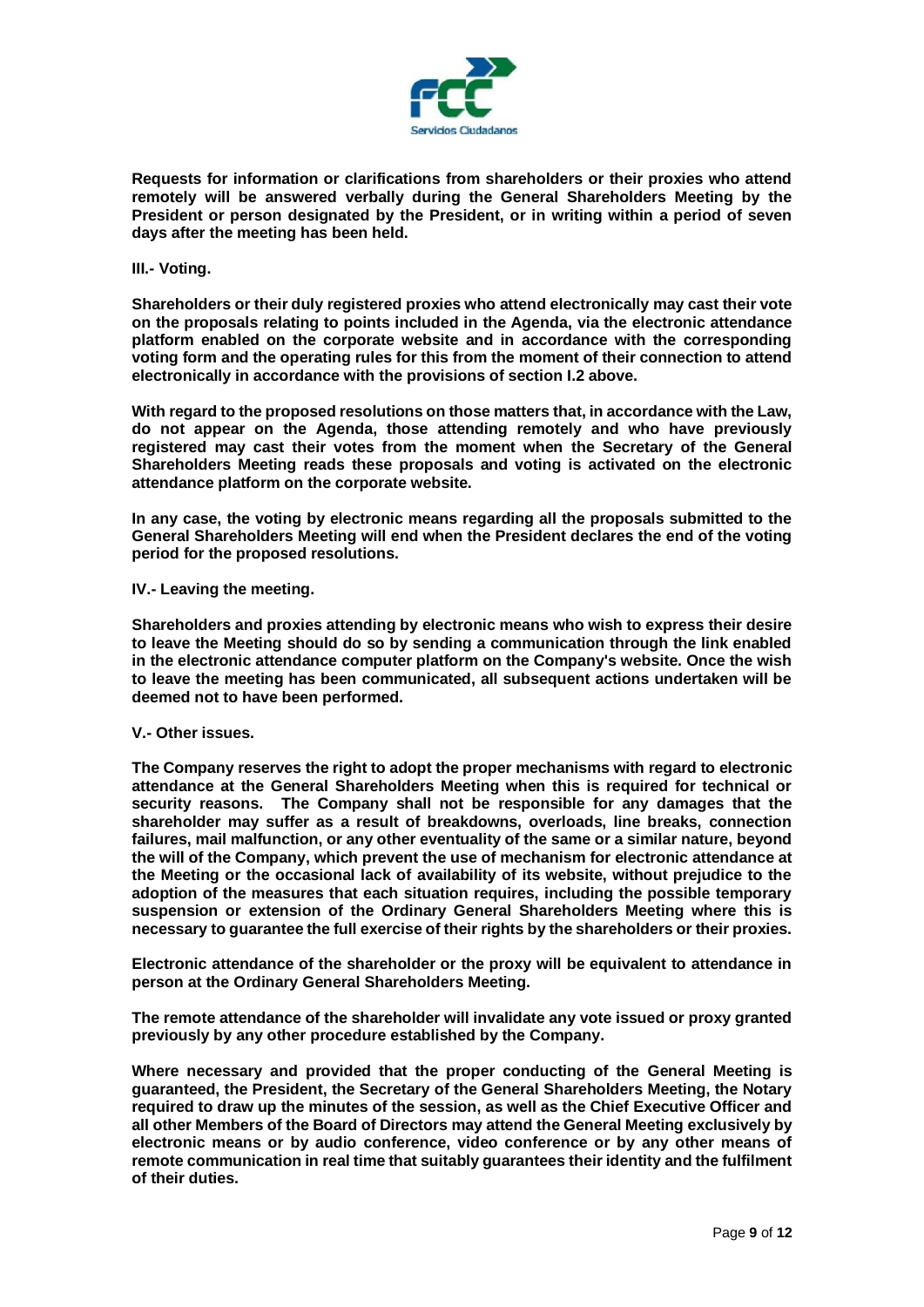**Requests for information or clarifications from shareholders or their proxies who attend remotely will be answered verbally during the General Shareholders Meeting by the President or person designated by the President, or in writing within a period of seven days after the meeting has been held.**

**III.- Voting.**

**Shareholders or their duly registered proxies who attend electronically may cast their vote on the proposals relating to points included in the Agenda, via the electronic attendance platform enabled on the corporate website and in accordance with the corresponding voting form and the operating rules for this from the moment of their connection to attend electronically in accordance with the provisions of section I.2 above.**

**With regard to the proposed resolutions on those matters that, in accordance with the Law, do not appear on the Agenda, those attending remotely and who have previously registered may cast their votes from the moment when the Secretary of the General Shareholders Meeting reads these proposals and voting is activated on the electronic attendance platform on the corporate website.**

**In any case, the voting by electronic means regarding all the proposals submitted to the General Shareholders Meeting will end when the President declares the end of the voting period for the proposed resolutions.**

**IV.- Leaving the meeting.**

**Shareholders and proxies attending by electronic means who wish to express their desire to leave the Meeting should do so by sending a communication through the link enabled in the electronic attendance computer platform on the Company's website. Once the wish to leave the meeting has been communicated, all subsequent actions undertaken will be deemed not to have been performed.**

**V.- Other issues.**

**The Company reserves the right to adopt the proper mechanisms with regard to electronic attendance at the General Shareholders Meeting when this is required for technical or security reasons. The Company shall not be responsible for any damages that the shareholder may suffer as a result of breakdowns, overloads, line breaks, connection failures, mail malfunction, or any other eventuality of the same or a similar nature, beyond the will of the Company, which prevent the use of mechanism for electronic attendance at the Meeting or the occasional lack of availability of its website, without prejudice to the adoption of the measures that each situation requires, including the possible temporary suspension or extension of the Ordinary General Shareholders Meeting where this is necessary to guarantee the full exercise of their rights by the shareholders or their proxies.**

**Electronic attendance of the shareholder or the proxy will be equivalent to attendance in person at the Ordinary General Shareholders Meeting.**

**The remote attendance of the shareholder will invalidate any vote issued or proxy granted previously by any other procedure established by the Company.**

**Where necessary and provided that the proper conducting of the General Meeting is guaranteed, the President, the Secretary of the General Shareholders Meeting, the Notary required to draw up the minutes of the session, as well as the Chief Executive Officer and all other Members of the Board of Directors may attend the General Meeting exclusively by electronic means or by audio conference, video conference or by any other means of remote communication in real time that suitably guarantees their identity and the fulfilment of their duties.**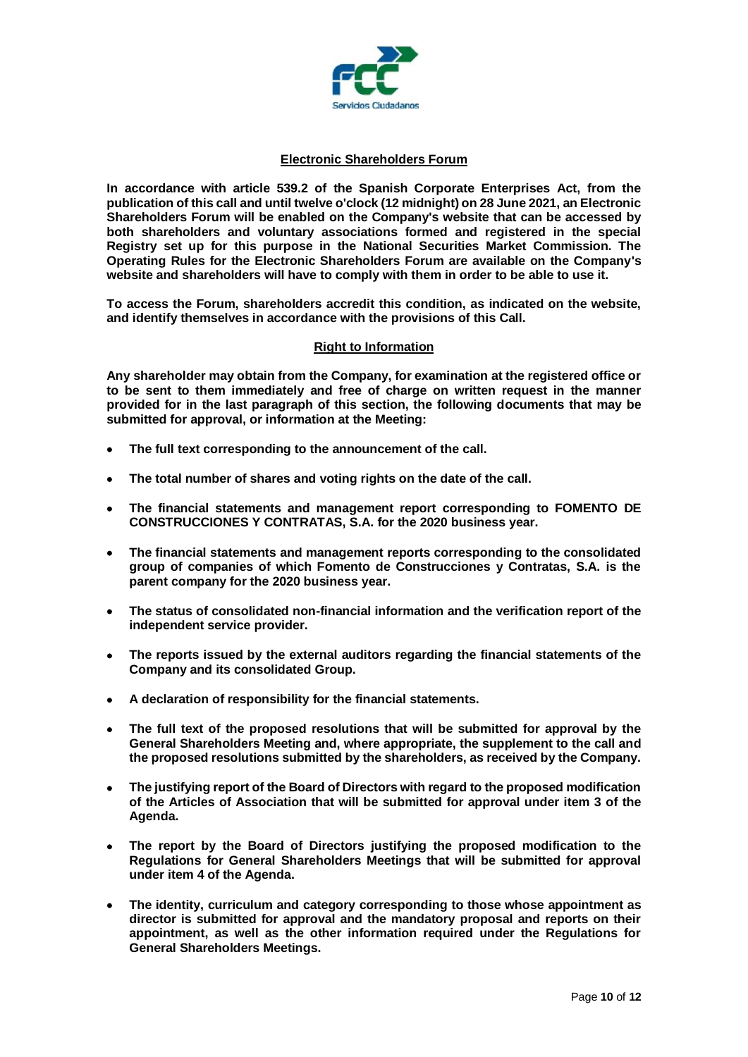## Electronic Shareholders Forum

**In accordance with article 539.2 of the Spanish Corporate Enterprises Act, from the publication of this call and until twelve o'clock (12 midnight) on 28 June 2021, an Electronic Shareholders Forum will be enabled on the Company's website that can be accessed by both shareholders and voluntary associations formed and registered in the special Registry set up for this purpose in the National Securities Market Commission. The Operating Rules for the Electronic Shareholders Forum are available on the Company's website and shareholders will have to comply with them in order to be able to use it.**

**To access the Forum, shareholders accredit this condition, as indicated on the website, and identify themselves in accordance with the provisions of this Call.**

## Right to Information

**Any shareholder may obtain from the Company, for examination at the registered office or to be sent to them immediately and free of charge on written request in the manner provided for in the last paragraph of this section, the following documents that may be submitted for approval, or information at the Meeting:**

- **The full text corresponding to the announcement of the call.**
- **The total number of shares and voting rights on the date of the call.**
- **The financial statements and management report corresponding to FOMENTO DE CONSTRUCCIONES Y CONTRATAS, S.A. for the 2020 business year.**
- **The financial statements and management reports corresponding to the consolidated group of companies of which Fomento de Construcciones y Contratas, S.A. is the parent company for the 2020 business year.**
- **The status of consolidated non-financial information and the verification report of the independent service provider.**
- **The reports issued by the external auditors regarding the financial statements of the Company and its consolidated Group.**
- **A declaration of responsibility for the financial statements.**
- **The full text of the proposed resolutions that will be submitted for approval by the General Shareholders Meeting and, where appropriate, the supplement to the call and the proposed resolutions submitted by the shareholders, as received by the Company.**
- **The justifying report of the Board of Directors with regard to the proposed modification of the Articles of Association that will be submitted for approval under item 3 of the Agenda.**
- **The report by the Board of Directors justifying the proposed modification to the Regulations for General Shareholders Meetings that will be submitted for approval under item 4 of the Agenda.**
- **The identity, curriculum and category corresponding to those whose appointment as director is submitted for approval and the mandatory proposal and reports on their appointment, as well as the other information required under the Regulations for General Shareholders Meetings.**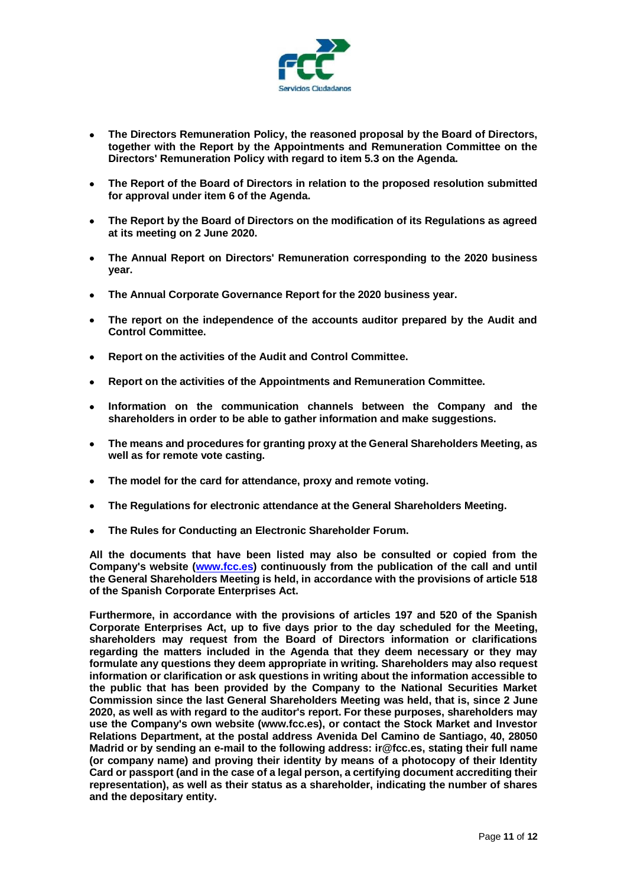- **The Directors Remuneration Policy, the reasoned proposal by the Board of Directors, together with the Report by the Appointments and Remuneration Committee on the Directors' Remuneration Policy with regard to item 5.3 on the Agenda.**
- **The Report of the Board of Directors in relation to the proposed resolution submitted for approval under item 6 of the Agenda.**
- **The Report by the Board of Directors on the modification of its Regulations as agreed at its meeting on 2 June 2020.**
- **The Annual Report on Directors' Remuneration corresponding to the 2020 business year.**
- **The Annual Corporate Governance Report for the 2020 business year.**
- **The report on the independence of the accounts auditor prepared by the Audit and Control Committee.**
- **Report on the activities of the Audit and Control Committee.**
- **Report on the activities of the Appointments and Remuneration Committee.**
- **Information on the communication channels between the Company and the shareholders in order to be able to gather information and make suggestions.**
- **The means and procedures for granting proxy at the General Shareholders Meeting, as well as for remote vote casting.**
- **The model for the card for attendance, proxy and remote voting.**
- **The Regulations for electronic attendance at the General Shareholders Meeting.**
- **The Rules for Conducting an Electronic Shareholder Forum.**

**All the documents that have been listed may also be consulted or copied from the Company's website (www.fcc.es) continuously from the publication of the call and until the General Shareholders Meeting is held, in accordance with the provisions of article 518 of the Spanish Corporate Enterprises Act.**

**Furthermore, in accordance with the provisions of articles 197 and 520 of the Spanish Corporate Enterprises Act, up to five days prior to the day scheduled for the Meeting, shareholders may request from the Board of Directors information or clarifications regarding the matters included in the Agenda that they deem necessary or they may formulate any questions they deem appropriate in writing. Shareholders may also request information or clarification or ask questions in writing about the information accessible to the public that has been provided by the Company to the National Securities Market Commission since the last General Shareholders Meeting was held, that is, since 2 June 2020, as well as with regard to the auditor's report. For these purposes, shareholders may use the Company's own website (www.fcc.es), or contact the Stock Market and Investor Relations Department, at the postal address Avenida Del Camino de Santiago, 40, 28050 Madrid or by sending an e-mail to the following address: ir@fcc.es, stating their full name (or company name) and proving their identity by means of a photocopy of their Identity Card or passport (and in the case of a legal person, a certifying document accrediting their representation), as well as their status as a shareholder, indicating the number of shares and the depositary entity.**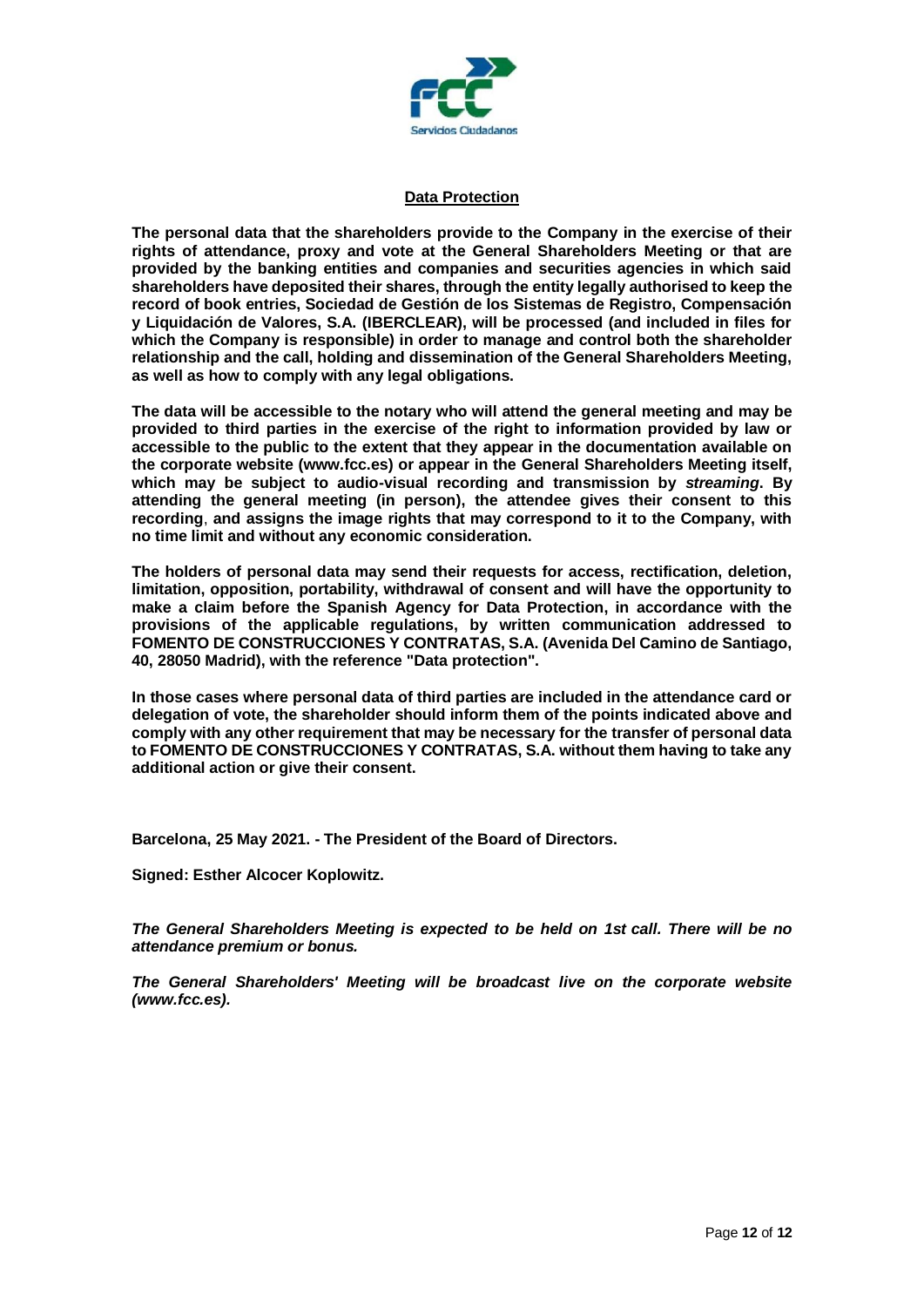## Data Protection

**The personal data that the shareholders provide to the Company in the exercise of their rights of attendance, proxy and vote at the General Shareholders Meeting or that are provided by the banking entities and companies and securities agencies in which said shareholders have deposited their shares, through the entity legally authorised to keep the record of book entries, Sociedad de Gestión de los Sistemas de Registro, Compensación y Liquidación de Valores, S.A. (IBERCLEAR), will be processed (and included in files for which the Company is responsible) in order to manage and control both the shareholder relationship and the call, holding and dissemination of the General Shareholders Meeting, as well as how to comply with any legal obligations.**

**The data will be accessible to the notary who will attend the general meeting and may be provided to third parties in the exercise of the right to information provided by law or accessible to the public to the extent that they appear in the documentation available on the corporate website (www.fcc.es) or appear in the General Shareholders Meeting itself, which may be subject to audio-visual recording and transmission by *streaming*. By attending the general meeting (in person), the attendee gives their consent to this recording, and assigns the image rights that may correspond to it to the Company, with no time limit and without any economic consideration.**

**The holders of personal data may send their requests for access, rectification, deletion, limitation, opposition, portability, withdrawal of consent and will have the opportunity to make a claim before the Spanish Agency for Data Protection, in accordance with the provisions of the applicable regulations, by written communication addressed to FOMENTO DE CONSTRUCCIONES Y CONTRATAS, S.A. (Avenida Del Camino de Santiago, 40, 28050 Madrid), with the reference "Data protection".**

**In those cases where personal data of third parties are included in the attendance card or delegation of vote, the shareholder should inform them of the points indicated above and comply with any other requirement that may be necessary for the transfer of personal data to FOMENTO DE CONSTRUCCIONES Y CONTRATAS, S.A. without them having to take any additional action or give their consent.**

**Barcelona, 25 May 2021. - The President of the Board of Directors.**

**Signed: Esther Alcocer Koplowitz.**

***The General Shareholders Meeting is expected to be held on 1st call. There will be no attendance premium or bonus.***

***The General Shareholders' Meeting will be broadcast live on the corporate website (www.fcc.es).***